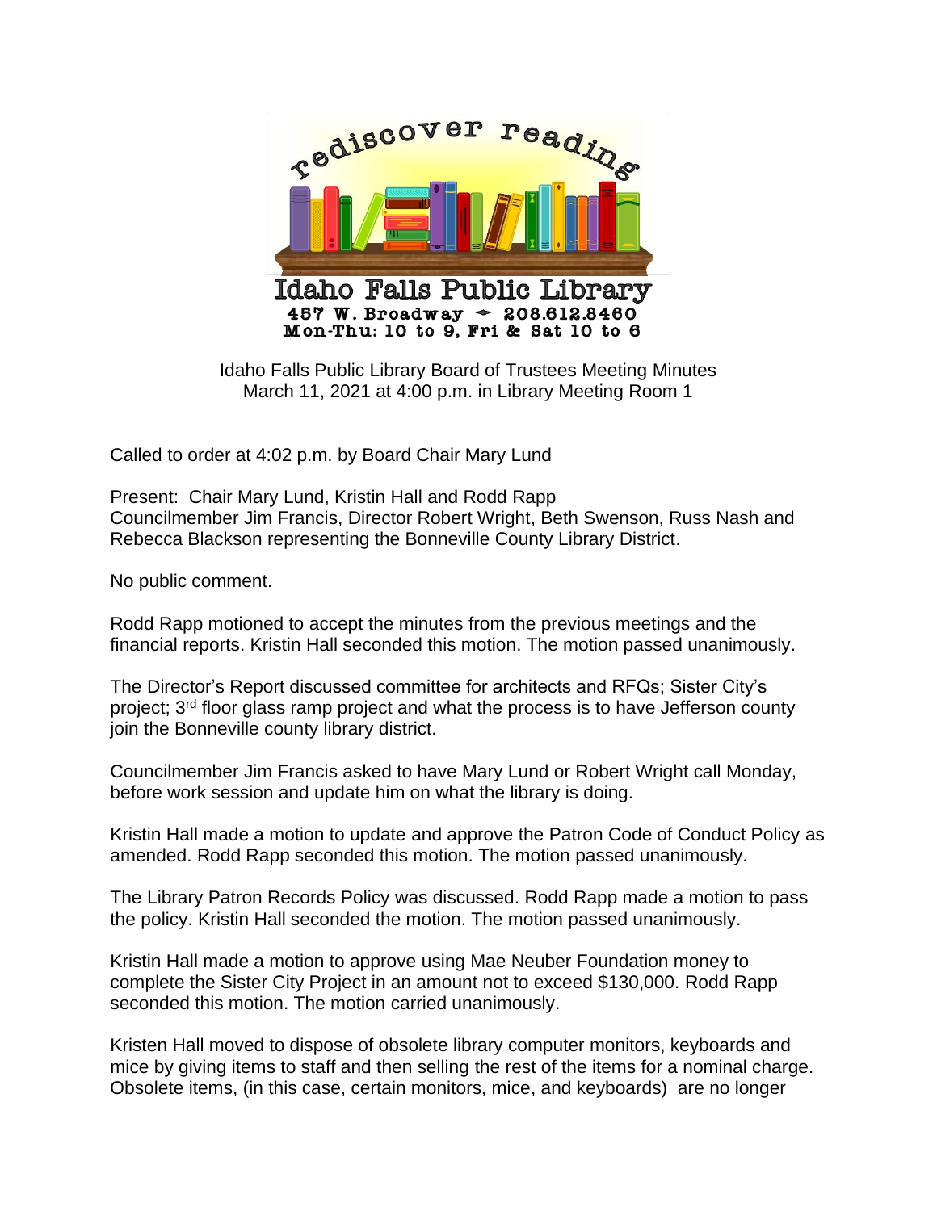rediscover reading

# Idaho Falls Public Library

**457 W. Broadway ◆ 208.612.8460**
**Mon-Thu: 10 to 9, Fri & Sat 10 to 6**

Idaho Falls Public Library Board of Trustees Meeting Minutes
March 11, 2021 at 4:00 p.m. in Library Meeting Room 1

Called to order at 4:02 p.m. by Board Chair Mary Lund

Present: Chair Mary Lund, Kristin Hall and Rodd Rapp
Councilmember Jim Francis, Director Robert Wright, Beth Swenson, Russ Nash and Rebecca Blackson representing the Bonneville County Library District.

No public comment.

Rodd Rapp motioned to accept the minutes from the previous meetings and the financial reports. Kristin Hall seconded this motion. The motion passed unanimously.

The Director's Report discussed committee for architects and RFQs; Sister City's project; 3rd floor glass ramp project and what the process is to have Jefferson county join the Bonneville county library district.

Councilmember Jim Francis asked to have Mary Lund or Robert Wright call Monday, before work session and update him on what the library is doing.

Kristin Hall made a motion to update and approve the Patron Code of Conduct Policy as amended. Rodd Rapp seconded this motion. The motion passed unanimously.

The Library Patron Records Policy was discussed. Rodd Rapp made a motion to pass the policy. Kristin Hall seconded the motion. The motion passed unanimously.

Kristin Hall made a motion to approve using Mae Neuber Foundation money to complete the Sister City Project in an amount not to exceed $130,000. Rodd Rapp seconded this motion. The motion carried unanimously.

Kristen Hall moved to dispose of obsolete library computer monitors, keyboards and mice by giving items to staff and then selling the rest of the items for a nominal charge. Obsolete items, (in this case, certain monitors, mice, and keyboards) are no longer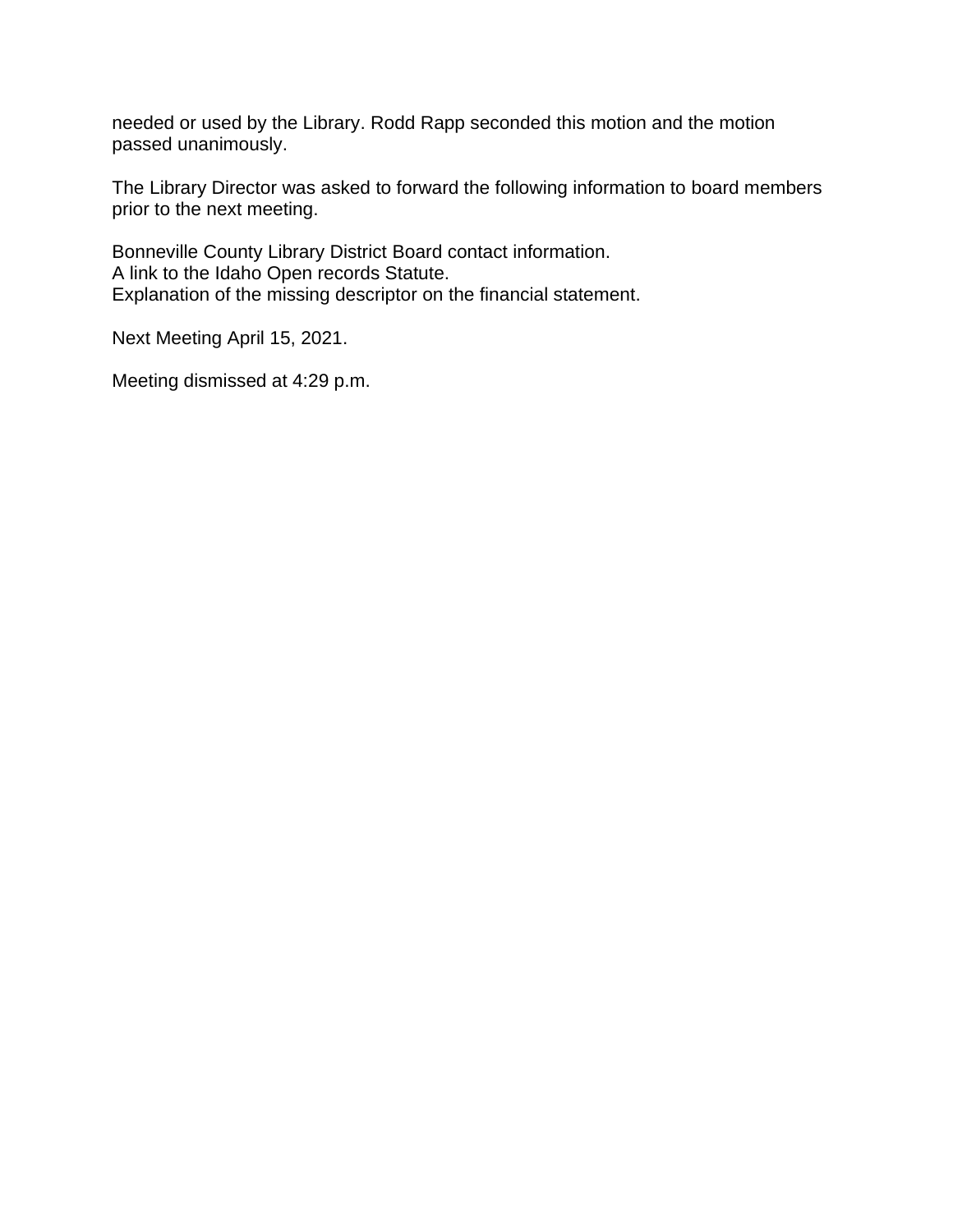needed or used by the Library. Rodd Rapp seconded this motion and the motion passed unanimously.

The Library Director was asked to forward the following information to board members prior to the next meeting.

Bonneville County Library District Board contact information.
A link to the Idaho Open records Statute.
Explanation of the missing descriptor on the financial statement.

Next Meeting April 15, 2021.

Meeting dismissed at 4:29 p.m.